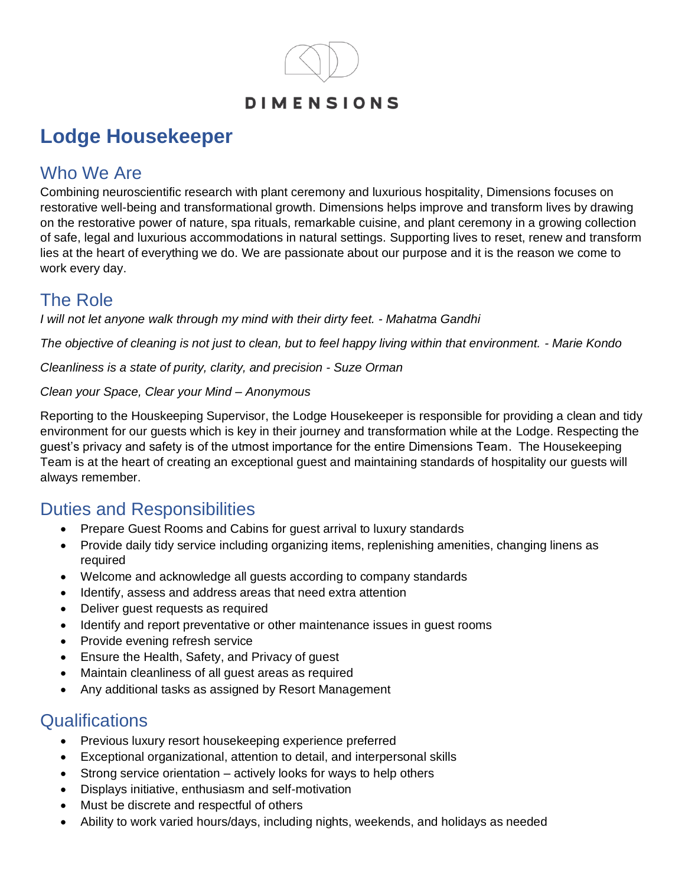DIMENSIONS

# Lodge Housekeeper

## Who We Are

Combining neuroscientific research with plant ceremony and luxurious hospitality, Dimensions focuses on restorative well-being and transformational growth. Dimensions helps improve and transform lives by drawing on the restorative power of nature, spa rituals, remarkable cuisine, and plant ceremony in a growing collection of safe, legal and luxurious accommodations in natural settings. Supporting lives to reset, renew and transform lies at the heart of everything we do. We are passionate about our purpose and it is the reason we come to work every day.

## The Role

*I will not let anyone walk through my mind with their dirty feet. - Mahatma Gandhi*

*The objective of cleaning is not just to clean, but to feel happy living within that environment. - Marie Kondo*

*Cleanliness is a state of purity, clarity, and precision - Suze Orman*

*Clean your Space, Clear your Mind – Anonymous*

Reporting to the Houskeeping Supervisor, the Lodge Housekeeper is responsible for providing a clean and tidy environment for our guests which is key in their journey and transformation while at the Lodge. Respecting the guest's privacy and safety is of the utmost importance for the entire Dimensions Team. The Housekeeping Team is at the heart of creating an exceptional guest and maintaining standards of hospitality our guests will always remember.

## Duties and Responsibilities

- Prepare Guest Rooms and Cabins for guest arrival to luxury standards
- Provide daily tidy service including organizing items, replenishing amenities, changing linens as required
- Welcome and acknowledge all guests according to company standards
- Identify, assess and address areas that need extra attention
- Deliver guest requests as required
- Identify and report preventative or other maintenance issues in guest rooms
- Provide evening refresh service
- Ensure the Health, Safety, and Privacy of guest
- Maintain cleanliness of all guest areas as required
- Any additional tasks as assigned by Resort Management

## Qualifications

- Previous luxury resort housekeeping experience preferred
- Exceptional organizational, attention to detail, and interpersonal skills
- Strong service orientation – actively looks for ways to help others
- Displays initiative, enthusiasm and self-motivation
- Must be discrete and respectful of others
- Ability to work varied hours/days, including nights, weekends, and holidays as needed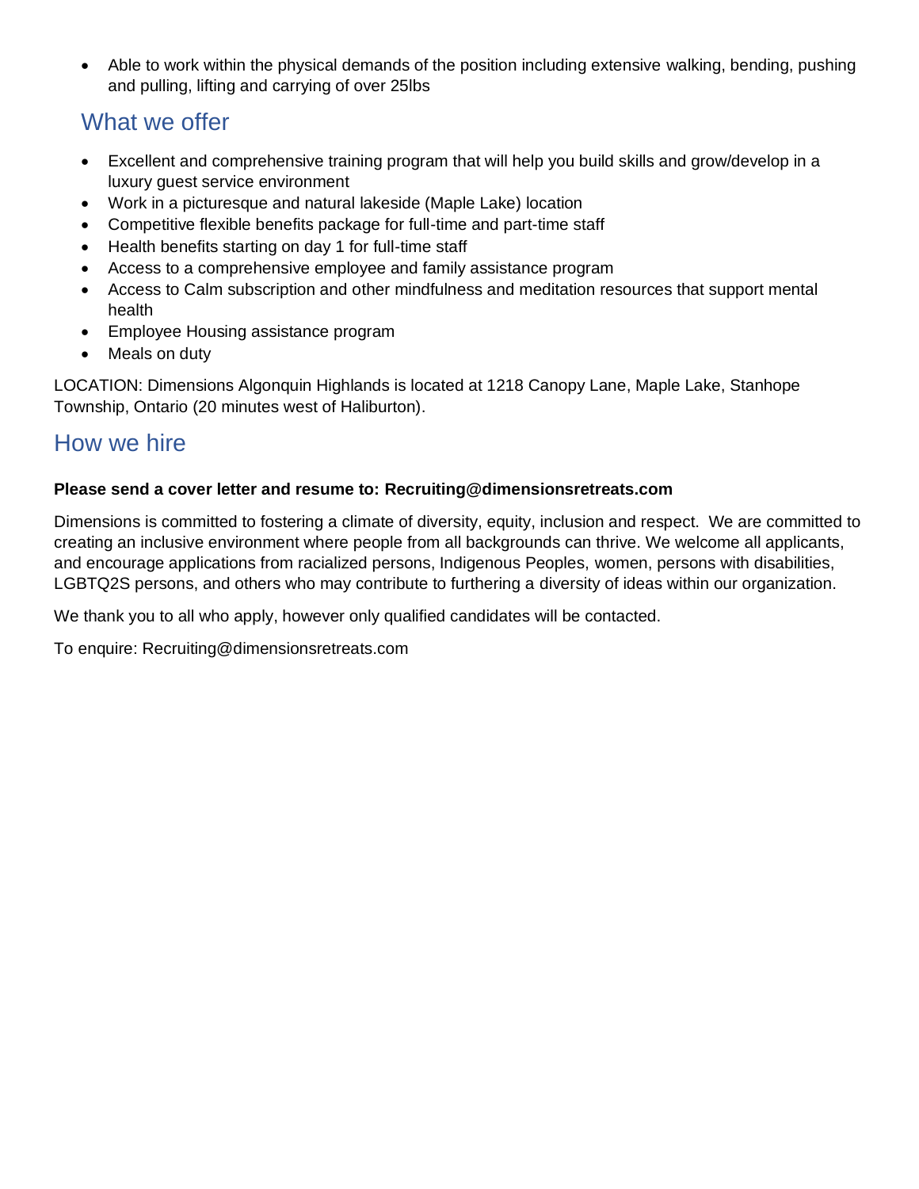- Able to work within the physical demands of the position including extensive walking, bending, pushing and pulling, lifting and carrying of over 25lbs

## What we offer

- Excellent and comprehensive training program that will help you build skills and grow/develop in a luxury guest service environment
- Work in a picturesque and natural lakeside (Maple Lake) location
- Competitive flexible benefits package for full-time and part-time staff
- Health benefits starting on day 1 for full-time staff
- Access to a comprehensive employee and family assistance program
- Access to Calm subscription and other mindfulness and meditation resources that support mental health
- Employee Housing assistance program
- Meals on duty

LOCATION: Dimensions Algonquin Highlands is located at 1218 Canopy Lane, Maple Lake, Stanhope Township, Ontario (20 minutes west of Haliburton).

## How we hire

**Please send a cover letter and resume to: Recruiting@dimensionsretreats.com**

Dimensions is committed to fostering a climate of diversity, equity, inclusion and respect. We are committed to creating an inclusive environment where people from all backgrounds can thrive. We welcome all applicants, and encourage applications from racialized persons, Indigenous Peoples, women, persons with disabilities, LGBTQ2S persons, and others who may contribute to furthering a diversity of ideas within our organization.

We thank you to all who apply, however only qualified candidates will be contacted.

To enquire: Recruiting@dimensionsretreats.com